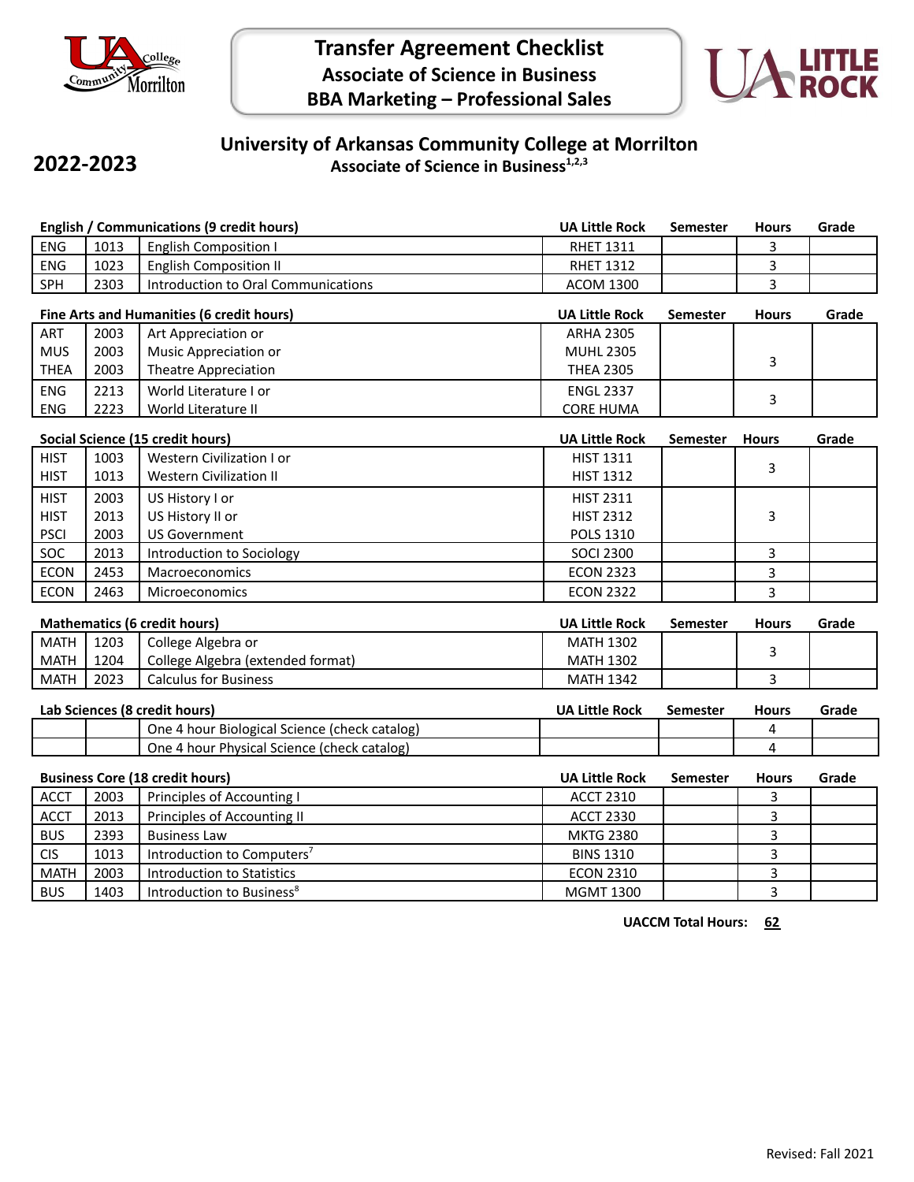# Transfer Agreement Checklist
## Associate of Science in Business
## BBA Marketing – Professional Sales

**2022-2023**

## University of Arkansas Community College at Morrilton
### Associate of Science in Business[1,2,3]

| English / Communications (9 credit hours) | | | UA Little Rock | Semester | Hours | Grade |
|---|---|---|---|---|---|---|
| ENG | 1013 | English Composition I | RHET 1311 | | 3 | |
| ENG | 1023 | English Composition II | RHET 1312 | | 3 | |
| SPH | 2303 | Introduction to Oral Communications | ACOM 1300 | | 3 | |

| Fine Arts and Humanities (6 credit hours) | | | UA Little Rock | Semester | Hours | Grade |
|---|---|---|---|---|---|---|
| ART | 2003 | Art Appreciation or | ARHA 2305 | | 3 | |
| MUS | 2003 | Music Appreciation or | MUHL 2305 | | | |
| THEA | 2003 | Theatre Appreciation | THEA 2305 | | | |
| ENG | 2213 | World Literature I or | ENGL 2337 | | 3 | |
| ENG | 2223 | World Literature II | CORE HUMA | | | |

| Social Science (15 credit hours) | | | UA Little Rock | Semester | Hours | Grade |
|---|---|---|---|---|---|---|
| HIST | 1003 | Western Civilization I or | HIST 1311 | | 3 | |
| HIST | 1013 | Western Civilization II | HIST 1312 | | | |
| HIST | 2003 | US History I or | HIST 2311 | | 3 | |
| HIST | 2013 | US History II or | HIST 2312 | | | |
| PSCI | 2003 | US Government | POLS 1310 | | | |
| SOC | 2013 | Introduction to Sociology | SOCI 2300 | | 3 | |
| ECON | 2453 | Macroeconomics | ECON 2323 | | 3 | |
| ECON | 2463 | Microeconomics | ECON 2322 | | 3 | |

| Mathematics (6 credit hours) | | | UA Little Rock | Semester | Hours | Grade |
|---|---|---|---|---|---|---|
| MATH | 1203 | College Algebra or | MATH 1302 | | 3 | |
| MATH | 1204 | College Algebra (extended format) | MATH 1302 | | | |
| MATH | 2023 | Calculus for Business | MATH 1342 | | 3 | |

| Lab Sciences (8 credit hours) | | | UA Little Rock | Semester | Hours | Grade |
|---|---|---|---|---|---|---|
| | | One 4 hour Biological Science (check catalog) | | | 4 | |
| | | One 4 hour Physical Science (check catalog) | | | 4 | |

| Business Core (18 credit hours) | | | UA Little Rock | Semester | Hours | Grade |
|---|---|---|---|---|---|---|
| ACCT | 2003 | Principles of Accounting I | ACCT 2310 | | 3 | |
| ACCT | 2013 | Principles of Accounting II | ACCT 2330 | | 3 | |
| BUS | 2393 | Business Law | MKTG 2380 | | 3 | |
| CIS | 1013 | Introduction to Computers[7] | BINS 1310 | | 3 | |
| MATH | 2003 | Introduction to Statistics | ECON 2310 | | 3 | |
| BUS | 1403 | Introduction to Business[8] | MGMT 1300 | | 3 | |

**UACCM Total Hours: 62**

Revised: Fall 2021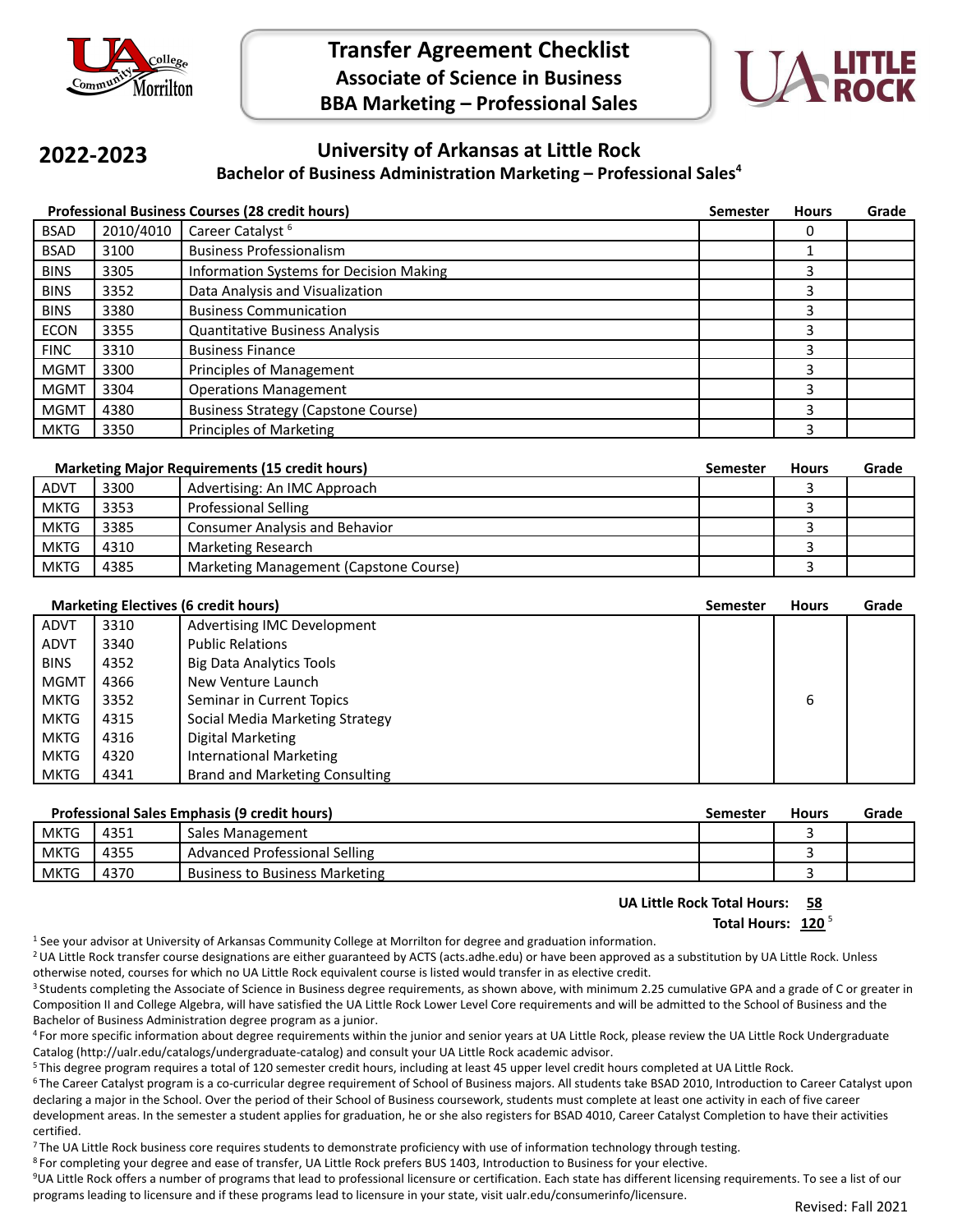# Transfer Agreement Checklist
## Associate of Science in Business
## BBA Marketing – Professional Sales

**2022-2023**

## University of Arkansas at Little Rock
### Bachelor of Business Administration Marketing – Professional Sales[4]

| Professional Business Courses (28 credit hours) | | | Semester | Hours | Grade |
|---|---|---|---|---|---|
| BSAD | 2010/4010 | Career Catalyst [6] | | 0 | |
| BSAD | 3100 | Business Professionalism | | 1 | |
| BINS | 3305 | Information Systems for Decision Making | | 3 | |
| BINS | 3352 | Data Analysis and Visualization | | 3 | |
| BINS | 3380 | Business Communication | | 3 | |
| ECON | 3355 | Quantitative Business Analysis | | 3 | |
| FINC | 3310 | Business Finance | | 3 | |
| MGMT | 3300 | Principles of Management | | 3 | |
| MGMT | 3304 | Operations Management | | 3 | |
| MGMT | 4380 | Business Strategy (Capstone Course) | | 3 | |
| MKTG | 3350 | Principles of Marketing | | 3 | |

| Marketing Major Requirements (15 credit hours) | | | Semester | Hours | Grade |
|---|---|---|---|---|---|
| ADVT | 3300 | Advertising: An IMC Approach | | 3 | |
| MKTG | 3353 | Professional Selling | | 3 | |
| MKTG | 3385 | Consumer Analysis and Behavior | | 3 | |
| MKTG | 4310 | Marketing Research | | 3 | |
| MKTG | 4385 | Marketing Management (Capstone Course) | | 3 | |

| Marketing Electives (6 credit hours) | | | Semester | Hours | Grade |
|---|---|---|---|---|---|
| ADVT | 3310 | Advertising IMC Development | | 6 | |
| ADVT | 3340 | Public Relations | | | |
| BINS | 4352 | Big Data Analytics Tools | | | |
| MGMT | 4366 | New Venture Launch | | | |
| MKTG | 3352 | Seminar in Current Topics | | | |
| MKTG | 4315 | Social Media Marketing Strategy | | | |
| MKTG | 4316 | Digital Marketing | | | |
| MKTG | 4320 | International Marketing | | | |
| MKTG | 4341 | Brand and Marketing Consulting | | | |

| Professional Sales Emphasis (9 credit hours) | | | Semester | Hours | Grade |
|---|---|---|---|---|---|
| MKTG | 4351 | Sales Management | | 3 | |
| MKTG | 4355 | Advanced Professional Selling | | 3 | |
| MKTG | 4370 | Business to Business Marketing | | 3 | |

**UA Little Rock Total Hours: 58**

**Total Hours: 120** [5]

[1] See your advisor at University of Arkansas Community College at Morrilton for degree and graduation information.

[2] UA Little Rock transfer course designations are either guaranteed by ACTS (acts.adhe.edu) or have been approved as a substitution by UA Little Rock. Unless otherwise noted, courses for which no UA Little Rock equivalent course is listed would transfer in as elective credit.

[3] Students completing the Associate of Science in Business degree requirements, as shown above, with minimum 2.25 cumulative GPA and a grade of C or greater in Composition II and College Algebra, will have satisfied the UA Little Rock Lower Level Core requirements and will be admitted to the School of Business and the Bachelor of Business Administration degree program as a junior.

[4] For more specific information about degree requirements within the junior and senior years at UA Little Rock, please review the UA Little Rock Undergraduate Catalog (http://ualr.edu/catalogs/undergraduate-catalog) and consult your UA Little Rock academic advisor.

[5] This degree program requires a total of 120 semester credit hours, including at least 45 upper level credit hours completed at UA Little Rock.

[6] The Career Catalyst program is a co-curricular degree requirement of School of Business majors. All students take BSAD 2010, Introduction to Career Catalyst upon declaring a major in the School. Over the period of their School of Business coursework, students must complete at least one activity in each of five career development areas. In the semester a student applies for graduation, he or she also registers for BSAD 4010, Career Catalyst Completion to have their activities certified.

[7] The UA Little Rock business core requires students to demonstrate proficiency with use of information technology through testing.

[8] For completing your degree and ease of transfer, UA Little Rock prefers BUS 1403, Introduction to Business for your elective.

[9] UA Little Rock offers a number of programs that lead to professional licensure or certification. Each state has different licensing requirements. To see a list of our programs leading to licensure and if these programs lead to licensure in your state, visit ualr.edu/consumerinfo/licensure.

Revised: Fall 2021